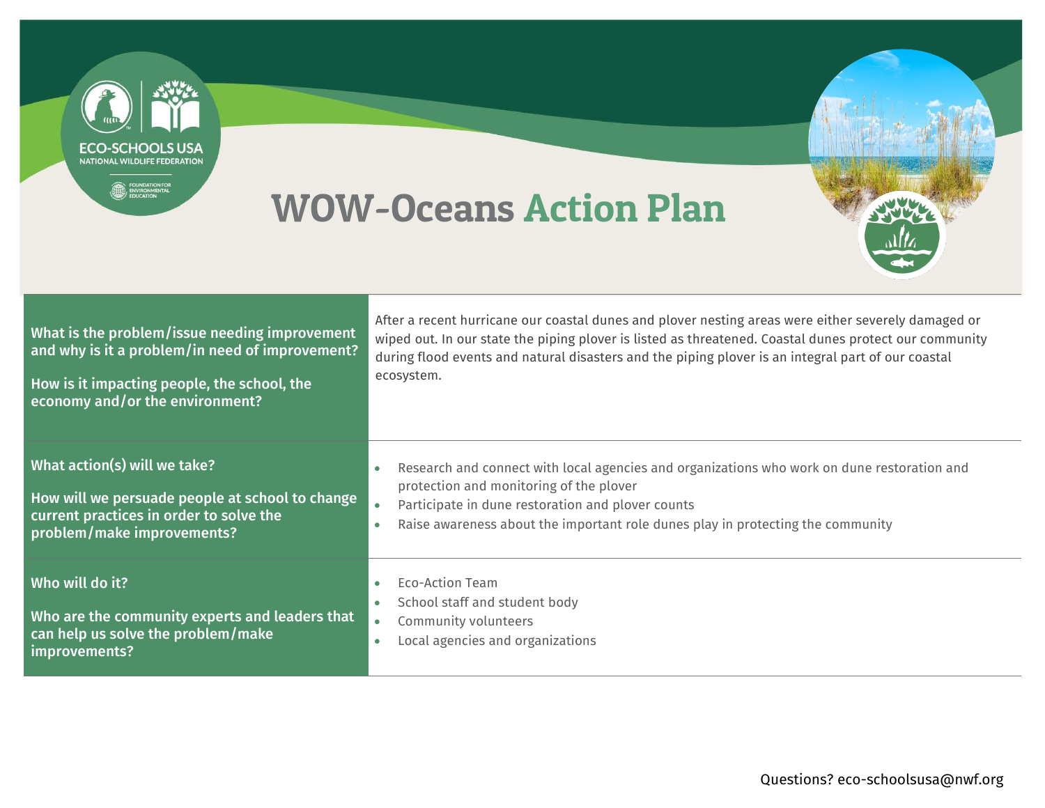# WOW-Oceans Action Plan

| | |
|---|---|
| **What is the problem/issue needing improvement and why is it a problem/in need of improvement?**<br><br>**How is it impacting people, the school, the economy and/or the environment?** | After a recent hurricane our coastal dunes and plover nesting areas were either severely damaged or wiped out. In our state the piping plover is listed as threatened. Coastal dunes protect our community during flood events and natural disasters and the piping plover is an integral part of our coastal ecosystem. |
| **What action(s) will we take?**<br><br>**How will we persuade people at school to change current practices in order to solve the problem/make improvements?** | • Research and connect with local agencies and organizations who work on dune restoration and protection and monitoring of the plover<br>• Participate in dune restoration and plover counts<br>• Raise awareness about the important role dunes play in protecting the community |
| **Who will do it?**<br><br>**Who are the community experts and leaders that can help us solve the problem/make improvements?** | • Eco-Action Team<br>• School staff and student body<br>• Community volunteers<br>• Local agencies and organizations |

Questions? eco-schoolsusa@nwf.org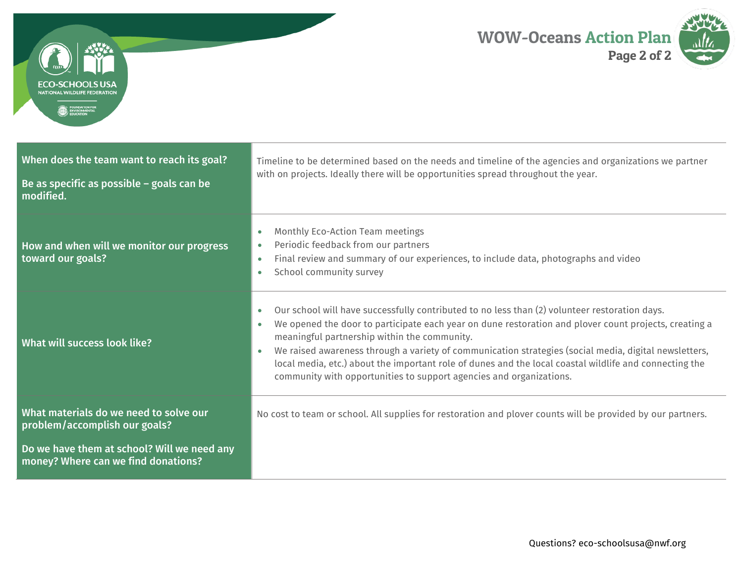# WOW-Oceans Action Plan

| | |
|---|---|
| **When does the team want to reach its goal?**<br><br>**Be as specific as possible – goals can be modified.** | Timeline to be determined based on the needs and timeline of the agencies and organizations we partner with on projects. Ideally there will be opportunities spread throughout the year. |
| **How and when will we monitor our progress toward our goals?** | • Monthly Eco-Action Team meetings<br>• Periodic feedback from our partners<br>• Final review and summary of our experiences, to include data, photographs and video<br>• School community survey |
| **What will success look like?** | • Our school will have successfully contributed to no less than (2) volunteer restoration days.<br>• We opened the door to participate each year on dune restoration and plover count projects, creating a meaningful partnership within the community.<br>• We raised awareness through a variety of communication strategies (social media, digital newsletters, local media, etc.) about the important role of dunes and the local coastal wildlife and connecting the community with opportunities to support agencies and organizations. |
| **What materials do we need to solve our problem/accomplish our goals?**<br><br>**Do we have them at school? Will we need any money? Where can we find donations?** | No cost to team or school. All supplies for restoration and plover counts will be provided by our partners. |

Questions? eco-schoolsusa@nwf.org